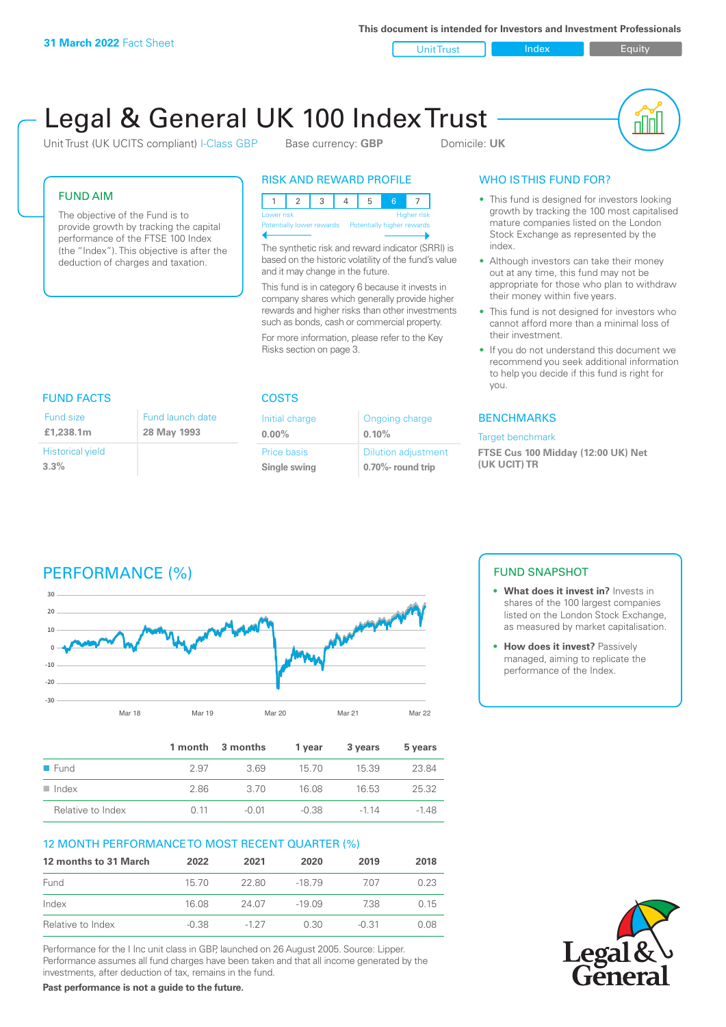**31 March 2022** Fact Sheet

This document is intended for Investors and Investment Professionals

Unit Trust | Index | Equity

# Legal & General UK 100 Index Trust

Unit Trust (UK UCITS compliant) I-Class GBP    Base currency: **GBP**    Domicile: **UK**

## FUND AIM

The objective of the Fund is to provide growth by tracking the capital performance of the FTSE 100 Index (the "Index"). This objective is after the deduction of charges and taxation.

## RISK AND REWARD PROFILE

| 1 | 2 | 3 | 4 | 5 | 6 | 7 |
|---|---|---|---|---|---|---|

Lower risk — Higher risk
Potentially lower rewards — Potentially higher rewards

The synthetic risk and reward indicator (SRRI) is based on the historic volatility of the fund's value and it may change in the future.

This fund is in category 6 because it invests in company shares which generally provide higher rewards and higher risks than other investments such as bonds, cash or commercial property.

For more information, please refer to the Key Risks section on page 3.

## WHO IS THIS FUND FOR?

- This fund is designed for investors looking growth by tracking the 100 most capitalised mature companies listed on the London Stock Exchange as represented by the index.
- Although investors can take their money out at any time, this fund may not be appropriate for those who plan to withdraw their money within five years.
- This fund is not designed for investors who cannot afford more than a minimal loss of their investment.
- If you do not understand this document we recommend you seek additional information to help you decide if this fund is right for you.

## FUND FACTS

| Fund size | Fund launch date |
|---|---|
| **£1,238.1m** | **28 May 1993** |
| Historical yield | |
| **3.3%** | |

## COSTS

| Initial charge | Ongoing charge |
|---|---|
| **0.00%** | **0.10%** |
| Price basis | Dilution adjustment |
| **Single swing** | **0.70%- round trip** |

## BENCHMARKS

Target benchmark

**FTSE Cus 100 Midday (12:00 UK) Net (UK UCIT) TR**

## PERFORMANCE (%)

| | 1 month | 3 months | 1 year | 3 years | 5 years |
|---|---|---|---|---|---|
| Fund | 2.97 | 3.69 | 15.70 | 15.39 | 23.84 |
| Index | 2.86 | 3.70 | 16.08 | 16.53 | 25.32 |
| Relative to Index | 0.11 | -0.01 | -0.38 | -1.14 | -1.48 |

## 12 MONTH PERFORMANCE TO MOST RECENT QUARTER (%)

| 12 months to 31 March | 2022 | 2021 | 2020 | 2019 | 2018 |
|---|---|---|---|---|---|
| Fund | 15.70 | 22.80 | -18.79 | 7.07 | 0.23 |
| Index | 16.08 | 24.07 | -19.09 | 7.38 | 0.15 |
| Relative to Index | -0.38 | -1.27 | 0.30 | -0.31 | 0.08 |

Performance for the I Inc unit class in GBP, launched on 26 August 2005. Source: Lipper. Performance assumes all fund charges have been taken and that all income generated by the investments, after deduction of tax, remains in the fund.

**Past performance is not a guide to the future.**

## FUND SNAPSHOT

- **What does it invest in?** Invests in shares of the 100 largest companies listed on the London Stock Exchange, as measured by market capitalisation.
- **How does it invest?** Passively managed, aiming to replicate the performance of the Index.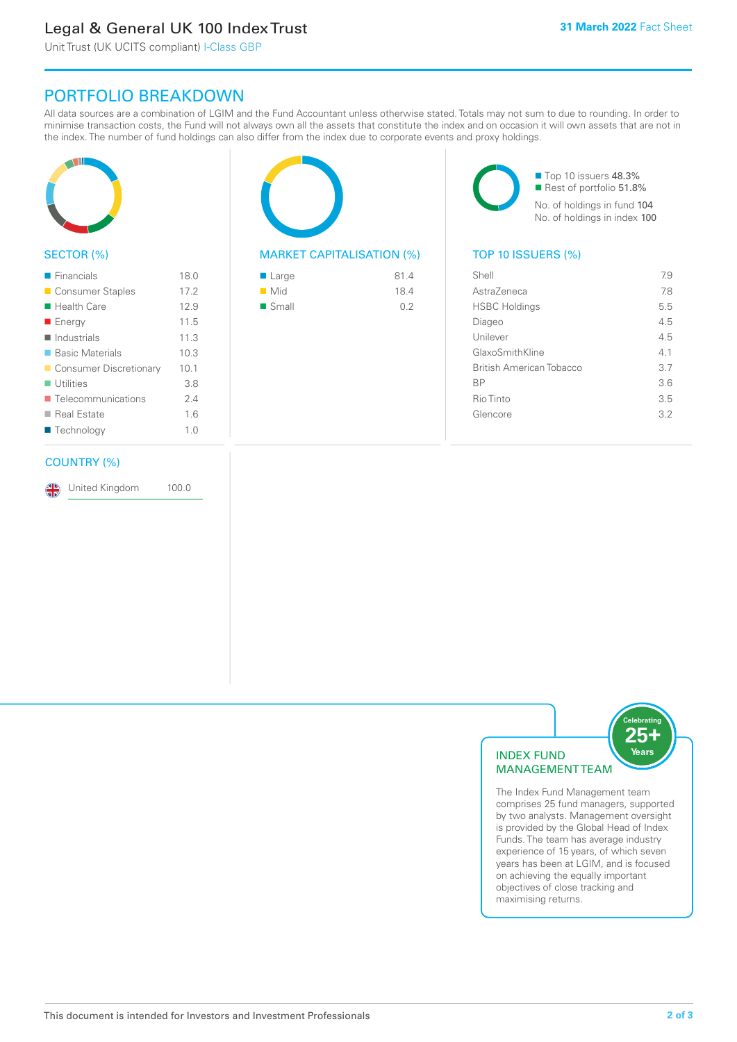# Legal & General UK 100 Index Trust

Unit Trust (UK UCITS compliant) I-Class GBP

**31 March 2022** Fact Sheet

## PORTFOLIO BREAKDOWN

All data sources are a combination of LGIM and the Fund Accountant unless otherwise stated. Totals may not sum to due to rounding. In order to minimise transaction costs, the Fund will not always own all the assets that constitute the index and on occasion it will own assets that are not in the index. The number of fund holdings can also differ from the index due to corporate events and proxy holdings.

### SECTOR (%)

| Sector | % |
|---|---|
| Financials | 18.0 |
| Consumer Staples | 17.2 |
| Health Care | 12.9 |
| Energy | 11.5 |
| Industrials | 11.3 |
| Basic Materials | 10.3 |
| Consumer Discretionary | 10.1 |
| Utilities | 3.8 |
| Telecommunications | 2.4 |
| Real Estate | 1.6 |
| Technology | 1.0 |

### MARKET CAPITALISATION (%)

| Market Cap | % |
|---|---|
| Large | 81.4 |
| Mid | 18.4 |
| Small | 0.2 |

Top 10 issuers 48.3%
Rest of portfolio 51.8%

No. of holdings in fund 104
No. of holdings in index 100

### TOP 10 ISSUERS (%)

| Issuer | % |
|---|---|
| Shell | 7.9 |
| AstraZeneca | 7.8 |
| HSBC Holdings | 5.5 |
| Diageo | 4.5 |
| Unilever | 4.5 |
| GlaxoSmithKline | 4.1 |
| British American Tobacco | 3.7 |
| BP | 3.6 |
| Rio Tinto | 3.5 |
| Glencore | 3.2 |

### COUNTRY (%)

| Country | % |
|---|---|
| United Kingdom | 100.0 |

### INDEX FUND MANAGEMENT TEAM

Celebrating 25+ Years

The Index Fund Management team comprises 25 fund managers, supported by two analysts. Management oversight is provided by the Global Head of Index Funds. The team has average industry experience of 15 years, of which seven years has been at LGIM, and is focused on achieving the equally important objectives of close tracking and maximising returns.

This document is intended for Investors and Investment Professionals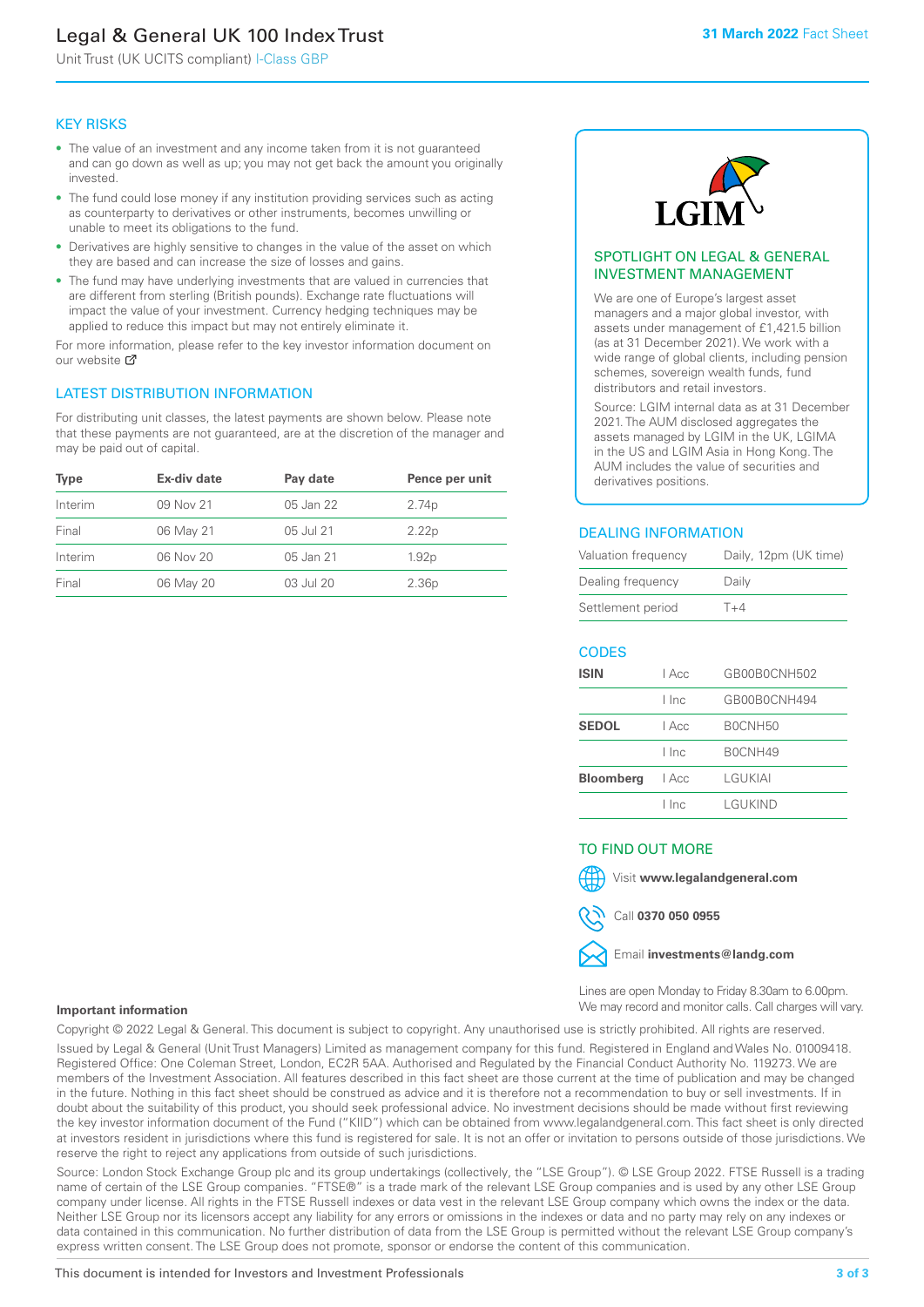# Legal & General UK 100 Index Trust

Unit Trust (UK UCITS compliant) I-Class GBP

31 March 2022 Fact Sheet

## KEY RISKS

- The value of an investment and any income taken from it is not guaranteed and can go down as well as up; you may not get back the amount you originally invested.
- The fund could lose money if any institution providing services such as acting as counterparty to derivatives or other instruments, becomes unwilling or unable to meet its obligations to the fund.
- Derivatives are highly sensitive to changes in the value of the asset on which they are based and can increase the size of losses and gains.
- The fund may have underlying investments that are valued in currencies that are different from sterling (British pounds). Exchange rate fluctuations will impact the value of your investment. Currency hedging techniques may be applied to reduce this impact but may not entirely eliminate it.

For more information, please refer to the key investor information document on our website

## LATEST DISTRIBUTION INFORMATION

For distributing unit classes, the latest payments are shown below. Please note that these payments are not guaranteed, are at the discretion of the manager and may be paid out of capital.

| Type | Ex-div date | Pay date | Pence per unit |
|---|---|---|---|
| Interim | 09 Nov 21 | 05 Jan 22 | 2.74p |
| Final | 06 May 21 | 05 Jul 21 | 2.22p |
| Interim | 06 Nov 20 | 05 Jan 21 | 1.92p |
| Final | 06 May 20 | 03 Jul 20 | 2.36p |

LGIM

## SPOTLIGHT ON LEGAL & GENERAL INVESTMENT MANAGEMENT

We are one of Europe's largest asset managers and a major global investor, with assets under management of £1,421.5 billion (as at 31 December 2021). We work with a wide range of global clients, including pension schemes, sovereign wealth funds, fund distributors and retail investors.

Source: LGIM internal data as at 31 December 2021. The AUM disclosed aggregates the assets managed by LGIM in the UK, LGIMA in the US and LGIM Asia in Hong Kong. The AUM includes the value of securities and derivatives positions.

## DEALING INFORMATION

| | |
|---|---|
| Valuation frequency | Daily, 12pm (UK time) |
| Dealing frequency | Daily |
| Settlement period | T+4 |

## CODES

| | | |
|---|---|---|
| **ISIN** | I Acc | GB00B0CNH502 |
| | I Inc | GB00B0CNH494 |
| **SEDOL** | I Acc | B0CNH50 |
| | I Inc | B0CNH49 |
| **Bloomberg** | I Acc | LGUKIAI |
| | I Inc | LGUKIND |

## TO FIND OUT MORE

Visit **www.legalandgeneral.com**

Call **0370 050 0955**

Email **investments@landg.com**

Lines are open Monday to Friday 8.30am to 6.00pm. We may record and monitor calls. Call charges will vary.

**Important information**

Copyright © 2022 Legal & General. This document is subject to copyright. Any unauthorised use is strictly prohibited. All rights are reserved.

Issued by Legal & General (Unit Trust Managers) Limited as management company for this fund. Registered in England and Wales No. 01009418. Registered Office: One Coleman Street, London, EC2R 5AA. Authorised and Regulated by the Financial Conduct Authority No. 119273. We are members of the Investment Association. All features described in this fact sheet are those current at the time of publication and may be changed in the future. Nothing in this fact sheet should be construed as advice and it is therefore not a recommendation to buy or sell investments. If in doubt about the suitability of this product, you should seek professional advice. No investment decisions should be made without first reviewing the key investor information document of the Fund ("KIID") which can be obtained from www.legalandgeneral.com. This fact sheet is only directed at investors resident in jurisdictions where this fund is registered for sale. It is not an offer or invitation to persons outside of those jurisdictions. We reserve the right to reject any applications from outside of such jurisdictions.

Source: London Stock Exchange Group plc and its group undertakings (collectively, the "LSE Group"). © LSE Group 2022. FTSE Russell is a trading name of certain of the LSE Group companies. "FTSE®" is a trade mark of the relevant LSE Group companies and is used by any other LSE Group company under license. All rights in the FTSE Russell indexes or data vest in the relevant LSE Group company which owns the index or the data. Neither LSE Group nor its licensors accept any liability for any errors or omissions in the indexes or data and no party may rely on any indexes or data contained in this communication. No further distribution of data from the LSE Group is permitted without the relevant LSE Group company's express written consent. The LSE Group does not promote, sponsor or endorse the content of this communication.

This document is intended for Investors and Investment Professionals